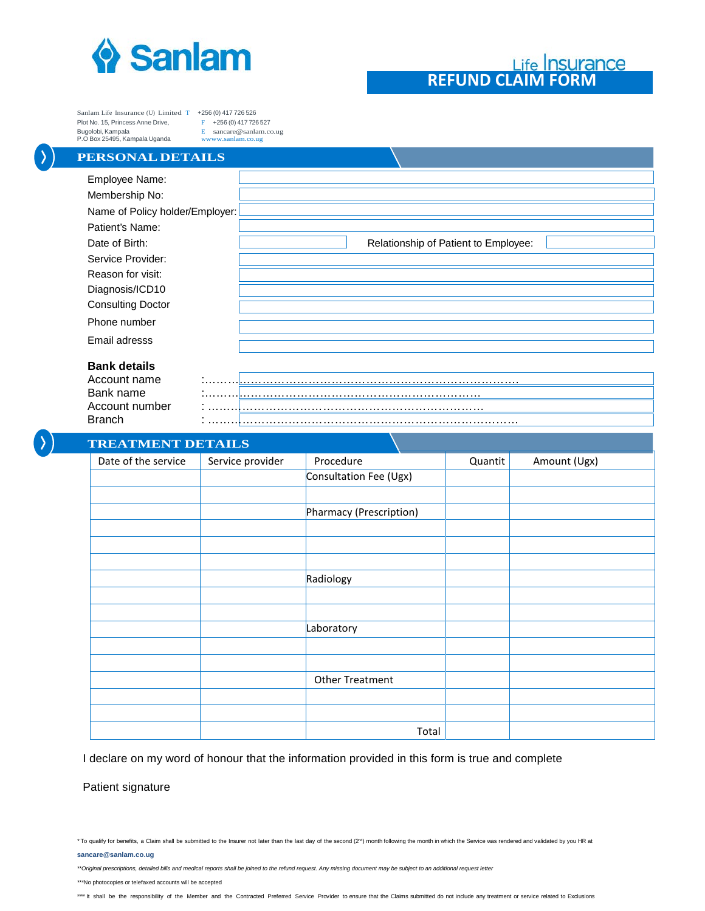Sanlam

Life Insurance

# REFUND CLAIM FORM

Sanlam Life Insurance (U) Limited T +256 (0) 417 726 526
Plot No. 15, Princess Anne Drive, F +256 (0) 417 726 527
Bugolobi, Kampala E sancare@sanlam.co.ug
P.O Box 25495, Kampala Uganda wwww.sanlam.co.ug

## PERSONAL DETAILS

Employee Name:

Membership No:

Name of Policy holder/Employer:

Patient's Name:

Date of Birth: Relationship of Patient to Employee:

Service Provider:

Reason for visit:

Diagnosis/ICD10

Consulting Doctor

Phone number

Email adresss

**Bank details**

Account name :…………………………………………………………………………………

Bank name :………………………………………………………………………

Account number : ……………………………………………………………………

Branch : ………………………………………………………………………………

## TREATMENT DETAILS

| Date of the service | Service provider | Procedure | Quantit | Amount (Ugx) |
|---|---|---|---|---|
| | | Consultation Fee (Ugx) | | |
| | | | | |
| | | Pharmacy (Prescription) | | |
| | | | | |
| | | | | |
| | | | | |
| | | Radiology | | |
| | | | | |
| | | | | |
| | | Laboratory | | |
| | | | | |
| | | | | |
| | | Other Treatment | | |
| | | | | |
| | | | | |
| | | Total | | |

I declare on my word of honour that the information provided in this form is true and complete

Patient signature

* To qualify for benefits, a Claim shall be submitted to the Insurer not later than the last day of the second (2nd) month following the month in which the Service was rendered and validated by you HR at **sancare@sanlam.co.ug**

*\*\*Original prescriptions, detailed bills and medical reports shall be joined to the refund request. Any missing document may be subject to an additional request letter*

***No photocopies or telefaxed accounts will be accepted

**** It shall be the responsibility of the Member and the Contracted Preferred Service Provider to ensure that the Claims submitted do not include any treatment or service related to Exclusions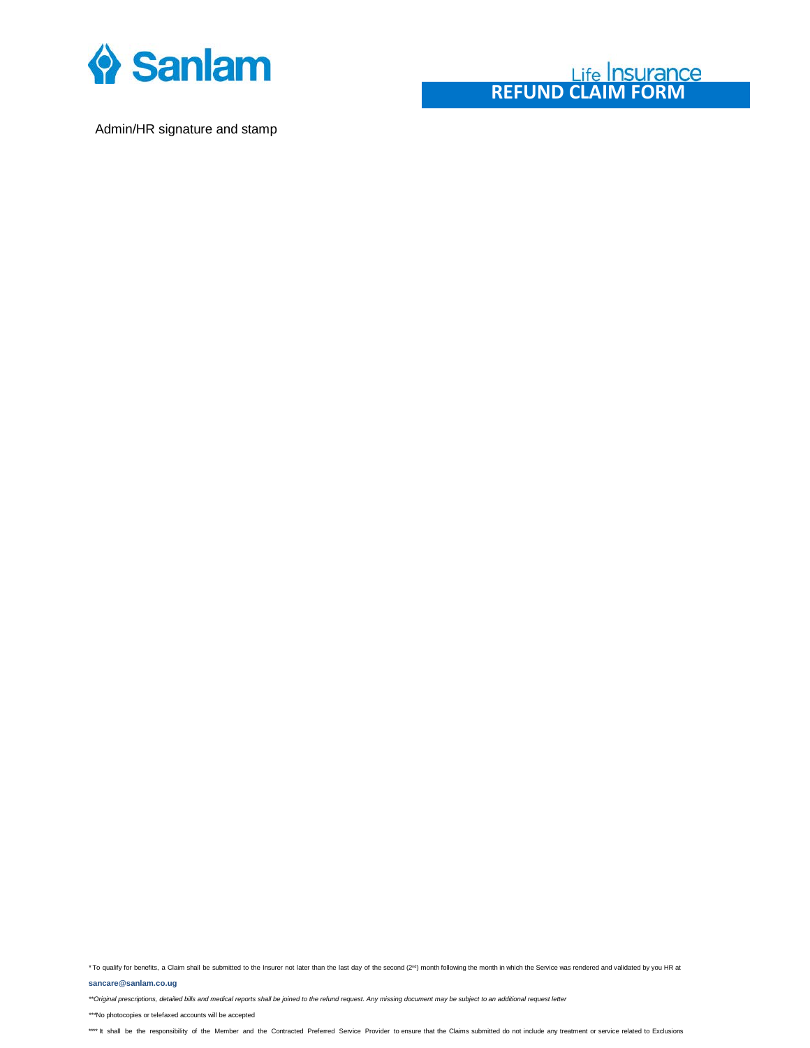Life Insurance

# REFUND CLAIM FORM

Admin/HR signature and stamp

* To qualify for benefits, a Claim shall be submitted to the Insurer not later than the last day of the second (2nd) month following the month in which the Service was rendered and validated by you HR at

**sancare@sanlam.co.ug**

*\*\*Original prescriptions, detailed bills and medical reports shall be joined to the refund request. Any missing document may be subject to an additional request letter*

***No photocopies or telefaxed accounts will be accepted

**** It shall be the responsibility of the Member and the Contracted Preferred Service Provider to ensure that the Claims submitted do not include any treatment or service related to Exclusions